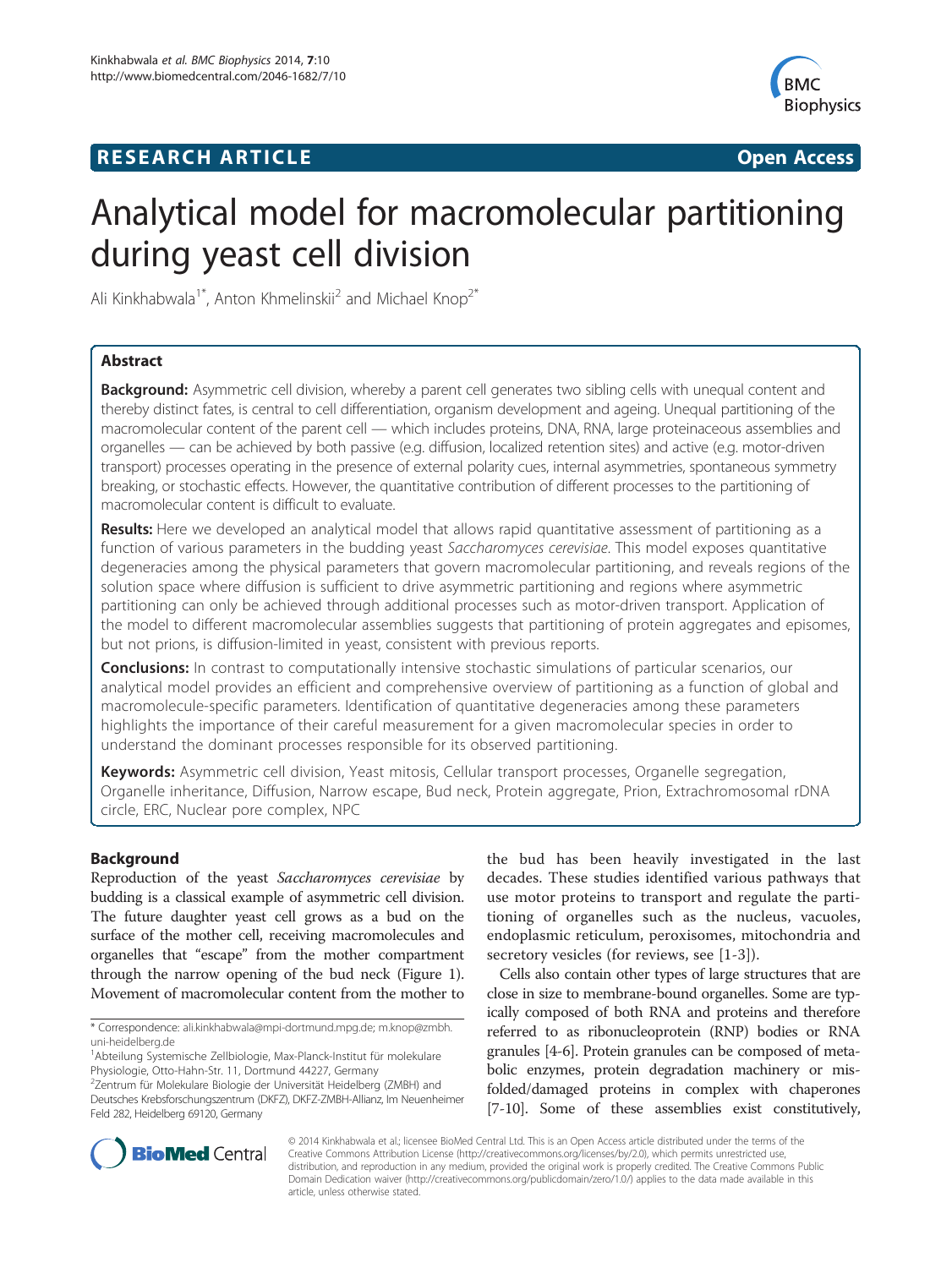**RESEARCH ARTICLE** **Open Access**

# Analytical model for macromolecular partitioning during yeast cell division

Ali Kinkhabwala[1*], Anton Khmelinskii[2] and Michael Knop[2*]

## Abstract

**Background:** Asymmetric cell division, whereby a parent cell generates two sibling cells with unequal content and thereby distinct fates, is central to cell differentiation, organism development and ageing. Unequal partitioning of the macromolecular content of the parent cell — which includes proteins, DNA, RNA, large proteinaceous assemblies and organelles — can be achieved by both passive (e.g. diffusion, localized retention sites) and active (e.g. motor-driven transport) processes operating in the presence of external polarity cues, internal asymmetries, spontaneous symmetry breaking, or stochastic effects. However, the quantitative contribution of different processes to the partitioning of macromolecular content is difficult to evaluate.

**Results:** Here we developed an analytical model that allows rapid quantitative assessment of partitioning as a function of various parameters in the budding yeast *Saccharomyces cerevisiae*. This model exposes quantitative degeneracies among the physical parameters that govern macromolecular partitioning, and reveals regions of the solution space where diffusion is sufficient to drive asymmetric partitioning and regions where asymmetric partitioning can only be achieved through additional processes such as motor-driven transport. Application of the model to different macromolecular assemblies suggests that partitioning of protein aggregates and episomes, but not prions, is diffusion-limited in yeast, consistent with previous reports.

**Conclusions:** In contrast to computationally intensive stochastic simulations of particular scenarios, our analytical model provides an efficient and comprehensive overview of partitioning as a function of global and macromolecule-specific parameters. Identification of quantitative degeneracies among these parameters highlights the importance of their careful measurement for a given macromolecular species in order to understand the dominant processes responsible for its observed partitioning.

**Keywords:** Asymmetric cell division, Yeast mitosis, Cellular transport processes, Organelle segregation, Organelle inheritance, Diffusion, Narrow escape, Bud neck, Protein aggregate, Prion, Extrachromosomal rDNA circle, ERC, Nuclear pore complex, NPC

## Background

Reproduction of the yeast *Saccharomyces cerevisiae* by budding is a classical example of asymmetric cell division. The future daughter yeast cell grows as a bud on the surface of the mother cell, receiving macromolecules and organelles that "escape" from the mother compartment through the narrow opening of the bud neck (Figure 1). Movement of macromolecular content from the mother to the bud has been heavily investigated in the last decades. These studies identified various pathways that use motor proteins to transport and regulate the partitioning of organelles such as the nucleus, vacuoles, endoplasmic reticulum, peroxisomes, mitochondria and secretory vesicles (for reviews, see [1-3]).

Cells also contain other types of large structures that are close in size to membrane-bound organelles. Some are typically composed of both RNA and proteins and therefore referred to as ribonucleoprotein (RNP) bodies or RNA granules [4-6]. Protein granules can be composed of metabolic enzymes, protein degradation machinery or misfolded/damaged proteins in complex with chaperones [7-10]. Some of these assemblies exist constitutively,

\* Correspondence: ali.kinkhabwala@mpi-dortmund.mpg.de; m.knop@zmbh.uni-heidelberg.de
[1]Abteilung Systemische Zellbiologie, Max-Planck-Institut für molekulare Physiologie, Otto-Hahn-Str. 11, Dortmund 44227, Germany
[2]Zentrum für Molekulare Biologie der Universität Heidelberg (ZMBH) and Deutsches Krebsforschungszentrum (DKFZ), DKFZ-ZMBH-Allianz, Im Neuenheimer Feld 282, Heidelberg 69120, Germany

© 2014 Kinkhabwala et al.; licensee BioMed Central Ltd. This is an Open Access article distributed under the terms of the Creative Commons Attribution License (http://creativecommons.org/licenses/by/2.0), which permits unrestricted use, distribution, and reproduction in any medium, provided the original work is properly credited. The Creative Commons Public Domain Dedication waiver (http://creativecommons.org/publicdomain/zero/1.0/) applies to the data made available in this article, unless otherwise stated.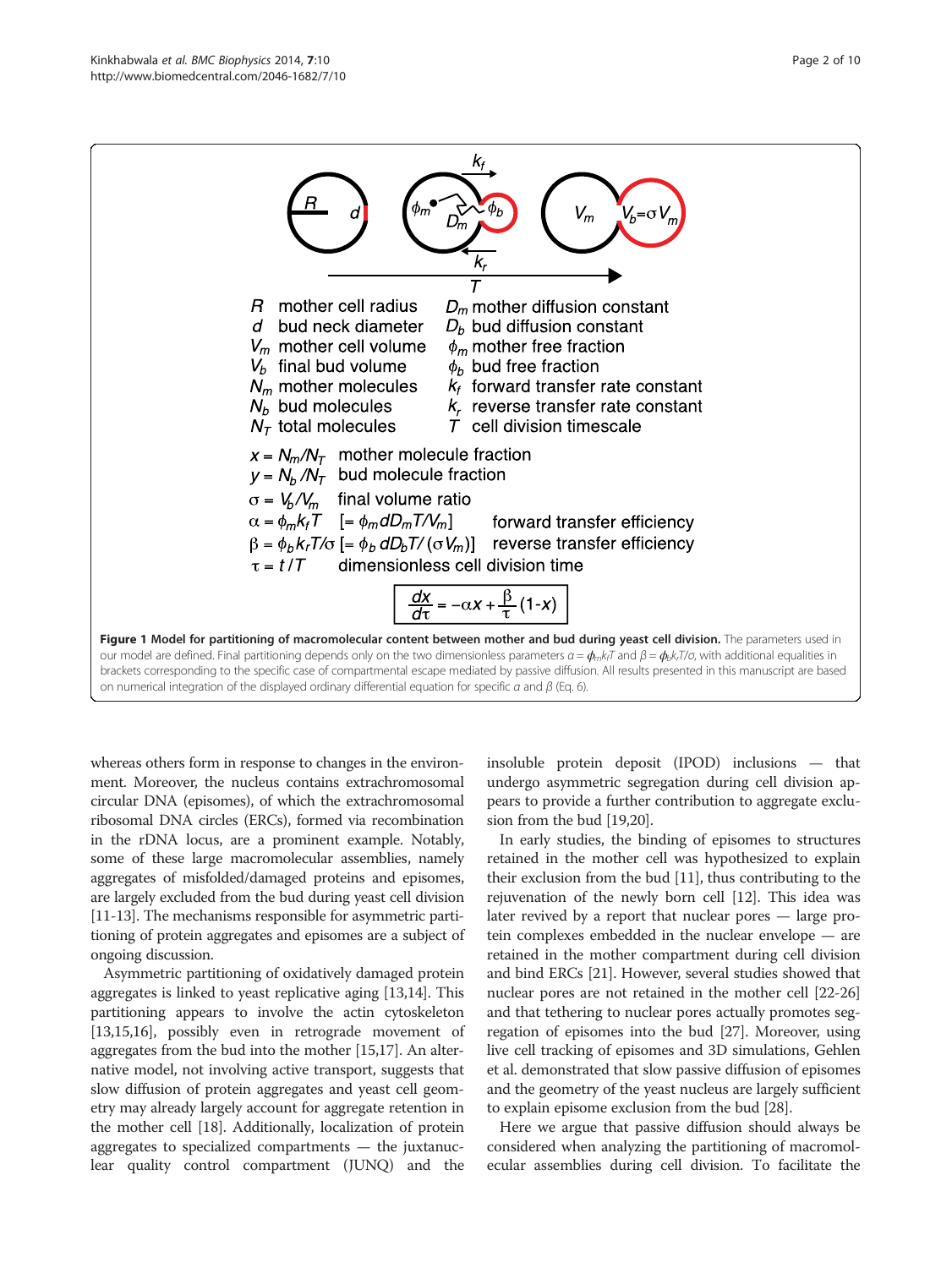| | | | |
|---|---|---|---|
| $R$ | mother cell radius | $D_m$ | mother diffusion constant |
| $d$ | bud neck diameter | $D_b$ | bud diffusion constant |
| $V_m$ | mother cell volume | $\phi_m$ | mother free fraction |
| $V_b$ | final bud volume | $\phi_b$ | bud free fraction |
| $N_m$ | mother molecules | $k_f$ | forward transfer rate constant |
| $N_b$ | bud molecules | $k_r$ | reverse transfer rate constant |
| $N_T$ | total molecules | $T$ | cell division timescale |

$x = N_m/N_T$ mother molecule fraction

$y = N_b/N_T$ bud molecule fraction

$\sigma = V_b/V_m$ final volume ratio

$\alpha = \phi_m k_f T$ $[= \phi_m d D_m T/V_m]$ forward transfer efficiency

$\beta = \phi_b k_r T/\sigma$ $[= \phi_b d D_b T/(\sigma V_m)]$ reverse transfer efficiency

$\tau = t/T$ dimensionless cell division time

$$\frac{dx}{d\tau} = -\alpha x + \frac{\beta}{\tau}(1-x)$$

**Figure 1 Model for partitioning of macromolecular content between mother and bud during yeast cell division.** The parameters used in our model are defined. Final partitioning depends only on the two dimensionless parameters $\alpha = \phi_m k_f T$ and $\beta = \phi_b k_r T/\sigma$, with additional equalities in brackets corresponding to the specific case of compartmental escape mediated by passive diffusion. All results presented in this manuscript are based on numerical integration of the displayed ordinary differential equation for specific $\alpha$ and $\beta$ (Eq. 6).

whereas others form in response to changes in the environment. Moreover, the nucleus contains extrachromosomal circular DNA (episomes), of which the extrachromosomal ribosomal DNA circles (ERCs), formed via recombination in the rDNA locus, are a prominent example. Notably, some of these large macromolecular assemblies, namely aggregates of misfolded/damaged proteins and episomes, are largely excluded from the bud during yeast cell division [11-13]. The mechanisms responsible for asymmetric partitioning of protein aggregates and episomes are a subject of ongoing discussion.

Asymmetric partitioning of oxidatively damaged protein aggregates is linked to yeast replicative aging [13,14]. This partitioning appears to involve the actin cytoskeleton [13,15,16], possibly even in retrograde movement of aggregates from the bud into the mother [15,17]. An alternative model, not involving active transport, suggests that slow diffusion of protein aggregates and yeast cell geometry may already largely account for aggregate retention in the mother cell [18]. Additionally, localization of protein aggregates to specialized compartments — the juxtanuclear quality control compartment (JUNQ) and the insoluble protein deposit (IPOD) inclusions — that undergo asymmetric segregation during cell division appears to provide a further contribution to aggregate exclusion from the bud [19,20].

In early studies, the binding of episomes to structures retained in the mother cell was hypothesized to explain their exclusion from the bud [11], thus contributing to the rejuvenation of the newly born cell [12]. This idea was later revived by a report that nuclear pores — large protein complexes embedded in the nuclear envelope — are retained in the mother compartment during cell division and bind ERCs [21]. However, several studies showed that nuclear pores are not retained in the mother cell [22-26] and that tethering to nuclear pores actually promotes segregation of episomes into the bud [27]. Moreover, using live cell tracking of episomes and 3D simulations, Gehlen et al. demonstrated that slow passive diffusion of episomes and the geometry of the yeast nucleus are largely sufficient to explain episome exclusion from the bud [28].

Here we argue that passive diffusion should always be considered when analyzing the partitioning of macromolecular assemblies during cell division. To facilitate the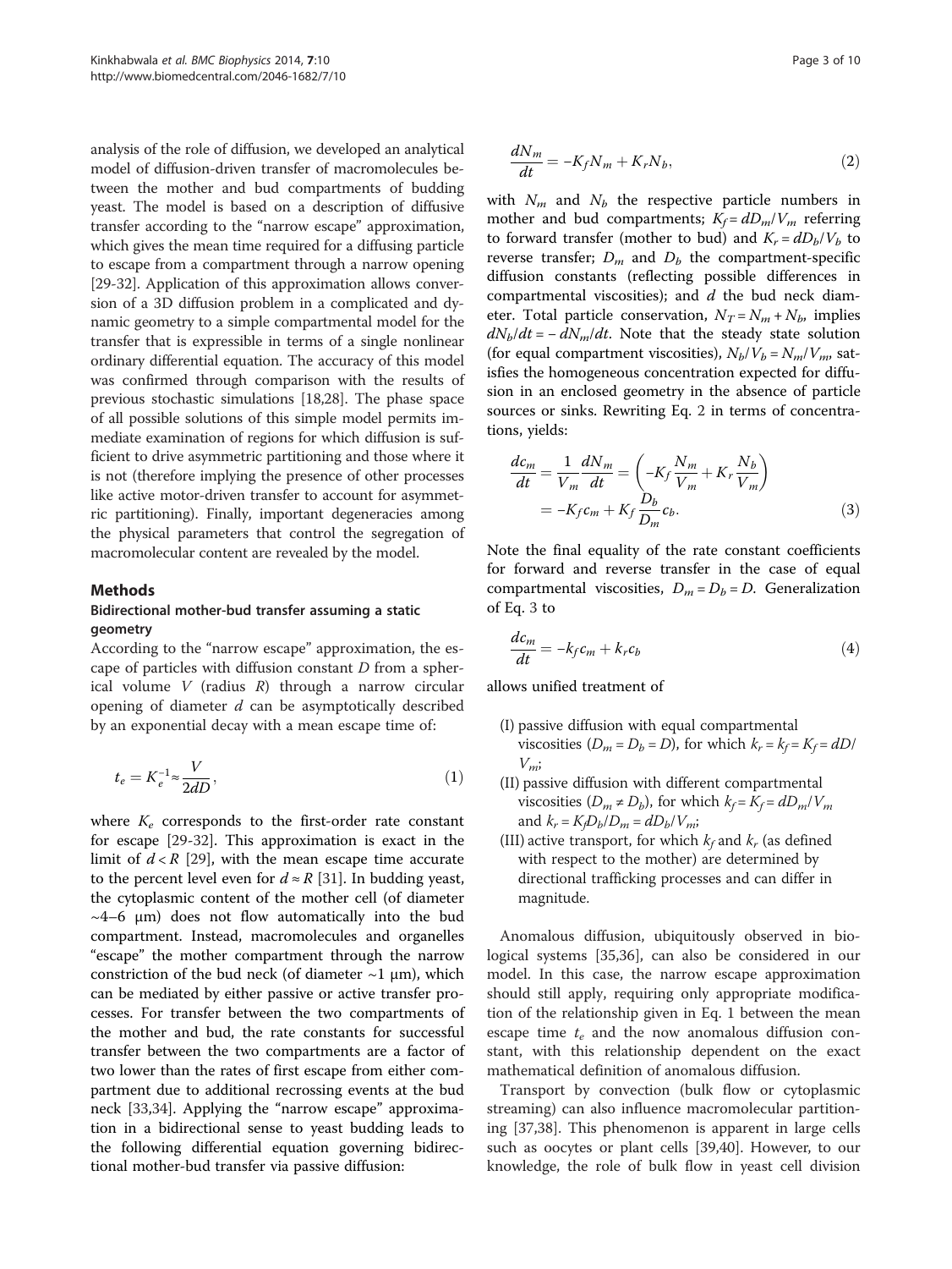analysis of the role of diffusion, we developed an analytical model of diffusion-driven transfer of macromolecules between the mother and bud compartments of budding yeast. The model is based on a description of diffusive transfer according to the "narrow escape" approximation, which gives the mean time required for a diffusing particle to escape from a compartment through a narrow opening [29-32]. Application of this approximation allows conversion of a 3D diffusion problem in a complicated and dynamic geometry to a simple compartmental model for the transfer that is expressible in terms of a single nonlinear ordinary differential equation. The accuracy of this model was confirmed through comparison with the results of previous stochastic simulations [18,28]. The phase space of all possible solutions of this simple model permits immediate examination of regions for which diffusion is sufficient to drive asymmetric partitioning and those where it is not (therefore implying the presence of other processes like active motor-driven transfer to account for asymmetric partitioning). Finally, important degeneracies among the physical parameters that control the segregation of macromolecular content are revealed by the model.

## Methods

### Bidirectional mother-bud transfer assuming a static geometry

According to the "narrow escape" approximation, the escape of particles with diffusion constant $D$ from a spherical volume $V$ (radius $R$) through a narrow circular opening of diameter $d$ can be asymptotically described by an exponential decay with a mean escape time of:

$$t_e = K_e^{-1} \approx \frac{V}{2dD}, \tag{1}$$

where $K_e$ corresponds to the first-order rate constant for escape [29-32]. This approximation is exact in the limit of $d < R$ [29], with the mean escape time accurate to the percent level even for $d \approx R$ [31]. In budding yeast, the cytoplasmic content of the mother cell (of diameter ~4–6 μm) does not flow automatically into the bud compartment. Instead, macromolecules and organelles "escape" the mother compartment through the narrow constriction of the bud neck (of diameter ~1 μm), which can be mediated by either passive or active transfer processes. For transfer between the two compartments of the mother and bud, the rate constants for successful transfer between the two compartments are a factor of two lower than the rates of first escape from either compartment due to additional recrossing events at the bud neck [33,34]. Applying the "narrow escape" approximation in a bidirectional sense to yeast budding leads to the following differential equation governing bidirectional mother-bud transfer via passive diffusion:

$$\frac{dN_m}{dt} = -K_f N_m + K_r N_b, \tag{2}$$

with $N_m$ and $N_b$ the respective particle numbers in mother and bud compartments; $K_f = dD_m/V_m$ referring to forward transfer (mother to bud) and $K_r = dD_b/V_b$ to reverse transfer; $D_m$ and $D_b$ the compartment-specific diffusion constants (reflecting possible differences in compartmental viscosities); and $d$ the bud neck diameter. Total particle conservation, $N_T = N_m + N_b$, implies $dN_b/dt = -dN_m/dt$. Note that the steady state solution (for equal compartment viscosities), $N_b/V_b = N_m/V_m$, satisfies the homogeneous concentration expected for diffusion in an enclosed geometry in the absence of particle sources or sinks. Rewriting Eq. 2 in terms of concentrations, yields:

$$\begin{aligned}\frac{dc_m}{dt} &= \frac{1}{V_m}\frac{dN_m}{dt} = \left(-K_f \frac{N_m}{V_m} + K_r \frac{N_b}{V_m}\right) \\ &= -K_f c_m + K_f \frac{D_b}{D_m} c_b.\end{aligned} \tag{3}$$

Note the final equality of the rate constant coefficients for forward and reverse transfer in the case of equal compartmental viscosities, $D_m = D_b = D$. Generalization of Eq. 3 to

$$\frac{dc_m}{dt} = -k_f c_m + k_r c_b \tag{4}$$

allows unified treatment of

(I) passive diffusion with equal compartmental viscosities ($D_m = D_b = D$), for which $k_r = k_f = K_f = dD/V_m$;

(II) passive diffusion with different compartmental viscosities ($D_m \neq D_b$), for which $k_f = K_f = dD_m/V_m$ and $k_r = K_f D_b/D_m = dD_b/V_m$;

(III) active transport, for which $k_f$ and $k_r$ (as defined with respect to the mother) are determined by directional trafficking processes and can differ in magnitude.

Anomalous diffusion, ubiquitously observed in biological systems [35,36], can also be considered in our model. In this case, the narrow escape approximation should still apply, requiring only appropriate modification of the relationship given in Eq. 1 between the mean escape time $t_e$ and the now anomalous diffusion constant, with this relationship dependent on the exact mathematical definition of anomalous diffusion.

Transport by convection (bulk flow or cytoplasmic streaming) can also influence macromolecular partitioning [37,38]. This phenomenon is apparent in large cells such as oocytes or plant cells [39,40]. However, to our knowledge, the role of bulk flow in yeast cell division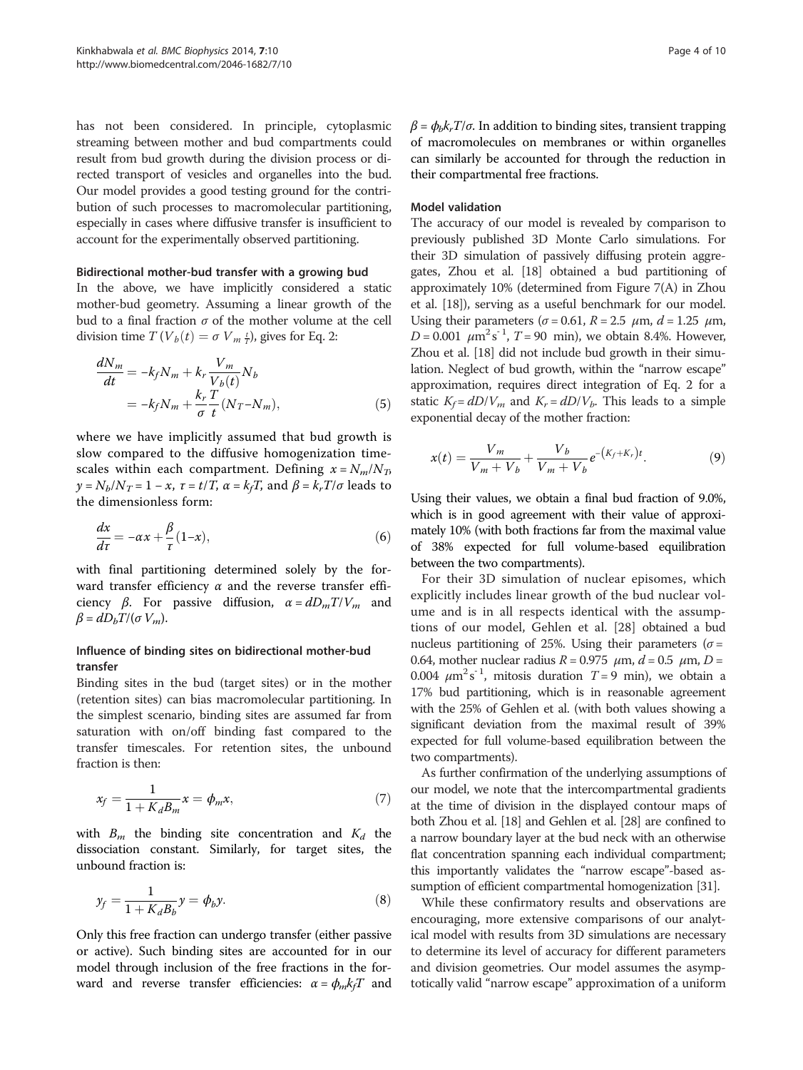has not been considered. In principle, cytoplasmic streaming between mother and bud compartments could result from bud growth during the division process or directed transport of vesicles and organelles into the bud. Our model provides a good testing ground for the contribution of such processes to macromolecular partitioning, especially in cases where diffusive transfer is insufficient to account for the experimentally observed partitioning.

#### Bidirectional mother-bud transfer with a growing bud

In the above, we have implicitly considered a static mother-bud geometry. Assuming a linear growth of the bud to a final fraction $\sigma$ of the mother volume at the cell division time $T$ ($V_b(t) = \sigma V_m \frac{t}{T}$), gives for Eq. 2:

$$\frac{dN_m}{dt} = -k_f N_m + k_r \frac{V_m}{V_b(t)} N_b = -k_f N_m + \frac{k_r}{\sigma}\frac{T}{t}(N_T - N_m), \tag{5}$$

where we have implicitly assumed that bud growth is slow compared to the diffusive homogenization timescales within each compartment. Defining $x = N_m/N_T$, $y = N_b/N_T = 1 - x$, $\tau = t/T$, $\alpha = k_f T$, and $\beta = k_r T/\sigma$ leads to the dimensionless form:

$$\frac{dx}{d\tau} = -\alpha x + \frac{\beta}{\tau}(1 - x), \tag{6}$$

with final partitioning determined solely by the forward transfer efficiency $\alpha$ and the reverse transfer efficiency $\beta$. For passive diffusion, $\alpha = dD_m T/V_m$ and $\beta = dD_b T/(\sigma V_m)$.

#### Influence of binding sites on bidirectional mother-bud transfer

Binding sites in the bud (target sites) or in the mother (retention sites) can bias macromolecular partitioning. In the simplest scenario, binding sites are assumed far from saturation with on/off binding fast compared to the transfer timescales. For retention sites, the unbound fraction is then:

$$x_f = \frac{1}{1 + K_d B_m} x = \phi_m x, \tag{7}$$

with $B_m$ the binding site concentration and $K_d$ the dissociation constant. Similarly, for target sites, the unbound fraction is:

$$y_f = \frac{1}{1 + K_d B_b} y = \phi_b y. \tag{8}$$

Only this free fraction can undergo transfer (either passive or active). Such binding sites are accounted for in our model through inclusion of the free fractions in the forward and reverse transfer efficiencies: $\alpha = \phi_m k_f T$ and $\beta = \phi_b k_r T/\sigma$. In addition to binding sites, transient trapping of macromolecules on membranes or within organelles can similarly be accounted for through the reduction in their compartmental free fractions.

#### Model validation

The accuracy of our model is revealed by comparison to previously published 3D Monte Carlo simulations. For their 3D simulation of passively diffusing protein aggregates, Zhou et al. [18] obtained a bud partitioning of approximately 10% (determined from Figure 7(A) in Zhou et al. [18]), serving as a useful benchmark for our model. Using their parameters ($\sigma = 0.61$, $R = 2.5$ $\mu$m, $d = 1.25$ $\mu$m, $D = 0.001$ $\mu m^2 s^{-1}$, $T = 90$ min), we obtain 8.4%. However, Zhou et al. [18] did not include bud growth in their simulation. Neglect of bud growth, within the "narrow escape" approximation, requires direct integration of Eq. 2 for a static $K_f = dD/V_m$ and $K_r = dD/V_b$. This leads to a simple exponential decay of the mother fraction:

$$x(t) = \frac{V_m}{V_m + V_b} + \frac{V_b}{V_m + V_b} e^{-(K_f + K_r)t}. \tag{9}$$

Using their values, we obtain a final bud fraction of 9.0%, which is in good agreement with their value of approximately 10% (with both fractions far from the maximal value of 38% expected for full volume-based equilibration between the two compartments).

For their 3D simulation of nuclear episomes, which explicitly includes linear growth of the bud nuclear volume and is in all respects identical with the assumptions of our model, Gehlen et al. [28] obtained a bud nucleus partitioning of 25%. Using their parameters ($\sigma = 0.64$, mother nuclear radius $R = 0.975$ $\mu$m, $d = 0.5$ $\mu$m, $D = 0.004$ $\mu m^2 s^{-1}$, mitosis duration $T = 9$ min), we obtain a 17% bud partitioning, which is in reasonable agreement with the 25% of Gehlen et al. (with both values showing a significant deviation from the maximal result of 39% expected for full volume-based equilibration between the two compartments).

As further confirmation of the underlying assumptions of our model, we note that the intercompartmental gradients at the time of division in the displayed contour maps of both Zhou et al. [18] and Gehlen et al. [28] are confined to a narrow boundary layer at the bud neck with an otherwise flat concentration spanning each individual compartment; this importantly validates the "narrow escape"-based assumption of efficient compartmental homogenization [31].

While these confirmatory results and observations are encouraging, more extensive comparisons of our analytical model with results from 3D simulations are necessary to determine its level of accuracy for different parameters and division geometries. Our model assumes the asymptotically valid "narrow escape" approximation of a uniform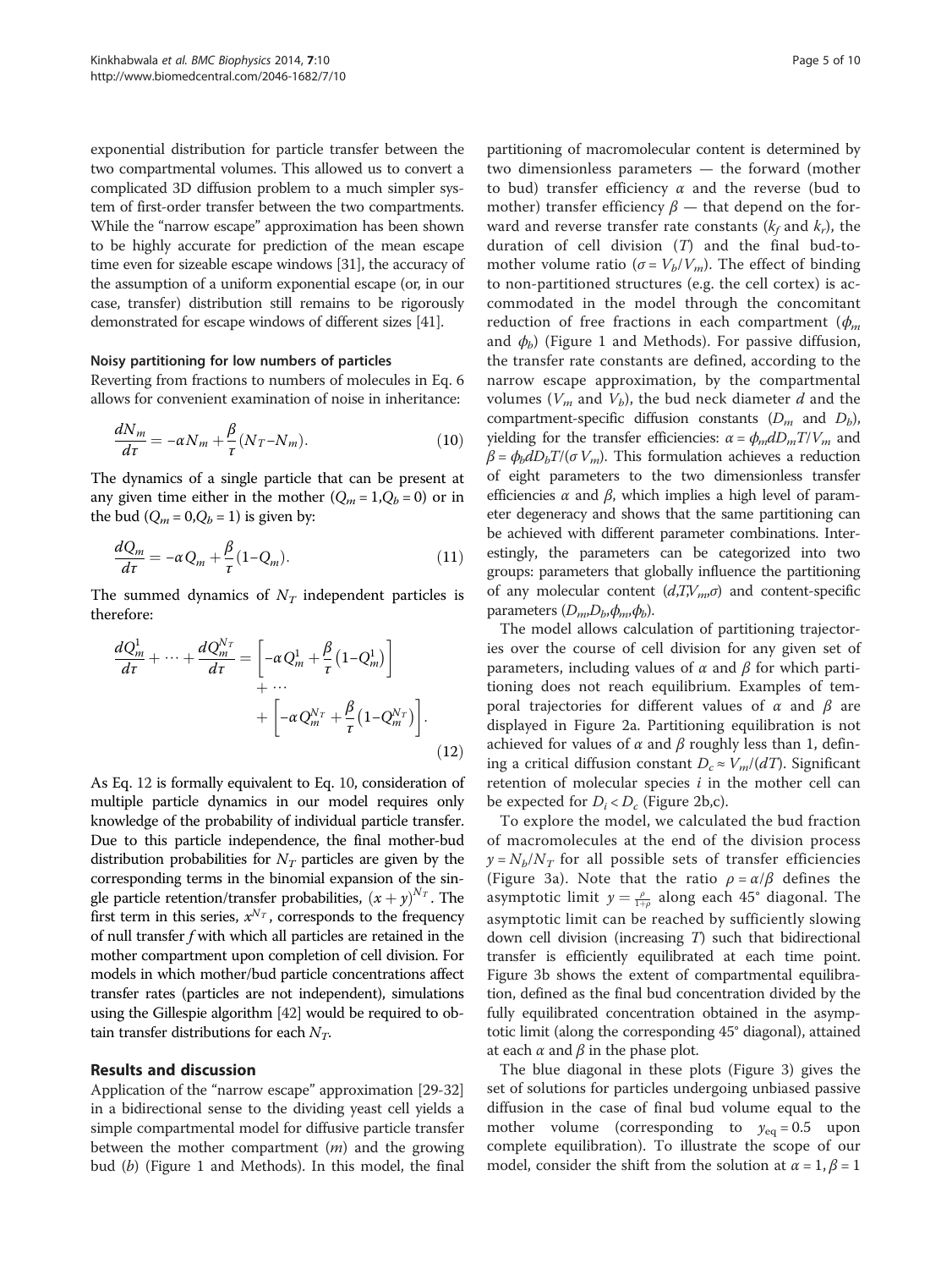exponential distribution for particle transfer between the two compartmental volumes. This allowed us to convert a complicated 3D diffusion problem to a much simpler system of first-order transfer between the two compartments. While the "narrow escape" approximation has been shown to be highly accurate for prediction of the mean escape time even for sizeable escape windows [31], the accuracy of the assumption of a uniform exponential escape (or, in our case, transfer) distribution still remains to be rigorously demonstrated for escape windows of different sizes [41].

### Noisy partitioning for low numbers of particles

Reverting from fractions to numbers of molecules in Eq. 6 allows for convenient examination of noise in inheritance:

$$\frac{dN_m}{d\tau} = -\alpha N_m + \frac{\beta}{\tau}(N_T - N_m). \tag{10}$$

The dynamics of a single particle that can be present at any given time either in the mother ($Q_m = 1, Q_b = 0$) or in the bud ($Q_m = 0, Q_b = 1$) is given by:

$$\frac{dQ_m}{d\tau} = -\alpha Q_m + \frac{\beta}{\tau}(1 - Q_m). \tag{11}$$

The summed dynamics of $N_T$ independent particles is therefore:

$$\frac{dQ_m^1}{d\tau} + \cdots + \frac{dQ_m^{N_T}}{d\tau} = \left[-\alpha Q_m^1 + \frac{\beta}{\tau}\left(1 - Q_m^1\right)\right] + \cdots + \left[-\alpha Q_m^{N_T} + \frac{\beta}{\tau}\left(1 - Q_m^{N_T}\right)\right]. \tag{12}$$

As Eq. 12 is formally equivalent to Eq. 10, consideration of multiple particle dynamics in our model requires only knowledge of the probability of individual particle transfer. Due to this particle independence, the final mother-bud distribution probabilities for $N_T$ particles are given by the corresponding terms in the binomial expansion of the single particle retention/transfer probabilities, $(x + y)^{N_T}$. The first term in this series, $x^{N_T}$, corresponds to the frequency of null transfer $f$ with which all particles are retained in the mother compartment upon completion of cell division. For models in which mother/bud particle concentrations affect transfer rates (particles are not independent), simulations using the Gillespie algorithm [42] would be required to obtain transfer distributions for each $N_T$.

## Results and discussion

Application of the "narrow escape" approximation [29-32] in a bidirectional sense to the dividing yeast cell yields a simple compartmental model for diffusive particle transfer between the mother compartment ($m$) and the growing bud ($b$) (Figure 1 and Methods). In this model, the final partitioning of macromolecular content is determined by two dimensionless parameters — the forward (mother to bud) transfer efficiency $\alpha$ and the reverse (bud to mother) transfer efficiency $\beta$ — that depend on the forward and reverse transfer rate constants ($k_f$ and $k_r$), the duration of cell division ($T$) and the final bud-to-mother volume ratio ($\sigma = V_b/V_m$). The effect of binding to non-partitioned structures (e.g. the cell cortex) is accommodated in the model through the concomitant reduction of free fractions in each compartment ($\phi_m$ and $\phi_b$) (Figure 1 and Methods). For passive diffusion, the transfer rate constants are defined, according to the narrow escape approximation, by the compartmental volumes ($V_m$ and $V_b$), the bud neck diameter $d$ and the compartment-specific diffusion constants ($D_m$ and $D_b$), yielding for the transfer efficiencies: $\alpha = \phi_m dD_m T/V_m$ and $\beta = \phi_b dD_b T/(\sigma V_m)$. This formulation achieves a reduction of eight parameters to the two dimensionless transfer efficiencies $\alpha$ and $\beta$, which implies a high level of parameter degeneracy and shows that the same partitioning can be achieved with different parameter combinations. Interestingly, the parameters can be categorized into two groups: parameters that globally influence the partitioning of any molecular content ($d,T,V_m,\sigma$) and content-specific parameters ($D_m,D_b,\phi_m,\phi_b$).

The model allows calculation of partitioning trajectories over the course of cell division for any given set of parameters, including values of $\alpha$ and $\beta$ for which partitioning does not reach equilibrium. Examples of temporal trajectories for different values of $\alpha$ and $\beta$ are displayed in Figure 2a. Partitioning equilibration is not achieved for values of $\alpha$ and $\beta$ roughly less than 1, defining a critical diffusion constant $D_c \approx V_m/(dT)$. Significant retention of molecular species $i$ in the mother cell can be expected for $D_i < D_c$ (Figure 2b,c).

To explore the model, we calculated the bud fraction of macromolecules at the end of the division process $y = N_b/N_T$ for all possible sets of transfer efficiencies (Figure 3a). Note that the ratio $\rho = \alpha/\beta$ defines the asymptotic limit $y = \frac{\rho}{1+\rho}$ along each 45° diagonal. The asymptotic limit can be reached by sufficiently slowing down cell division (increasing $T$) such that bidirectional transfer is efficiently equilibrated at each time point. Figure 3b shows the extent of compartmental equilibration, defined as the final bud concentration divided by the fully equilibrated concentration obtained in the asymptotic limit (along the corresponding 45° diagonal), attained at each $\alpha$ and $\beta$ in the phase plot.

The blue diagonal in these plots (Figure 3) gives the set of solutions for particles undergoing unbiased passive diffusion in the case of final bud volume equal to the mother volume (corresponding to $y_{eq} = 0.5$ upon complete equilibration). To illustrate the scope of our model, consider the shift from the solution at $\alpha = 1, \beta = 1$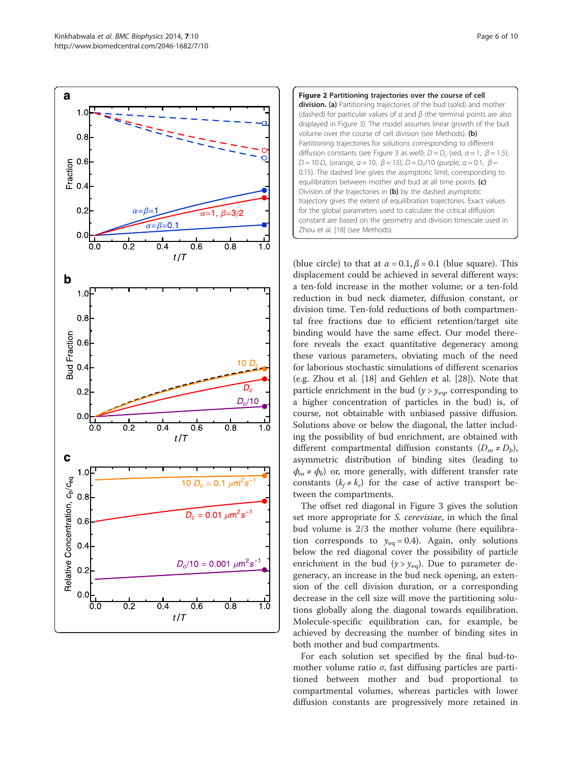**Figure 2 Partitioning trajectories over the course of cell division. (a)** Partitioning trajectories of the bud (solid) and mother (dashed) for particular values of $\alpha$ and $\beta$ (the terminal points are also displayed in Figure 3). The model assumes linear growth of the bud volume over the course of cell division (see Methods). **(b)** Partitioning trajectories for solutions corresponding to different diffusion constants (see Figure 3 as well): $D = D_c$ (red, $\alpha = 1$, $\beta = 1.5$); $D = 10\,D_c$ (orange, $\alpha = 10$, $\beta = 15$); $D = D_c/10$ (purple, $\alpha = 0.1$, $\beta = 0.15$). The dashed line gives the asymptotic limit, corresponding to equilibration between mother and bud at all time points. **(c)** Division of the trajectories in **(b)** by the dashed asymptotic trajectory gives the extent of equilibration trajectories. Exact values for the global parameters used to calculate the critical diffusion constant are based on the geometry and division timescale used in Zhou et al. [18] (see Methods).

(blue circle) to that at $\alpha = 0.1, \beta = 0.1$ (blue square). This displacement could be achieved in several different ways: a ten-fold increase in the mother volume; or a ten-fold reduction in bud neck diameter, diffusion constant, or division time. Ten-fold reductions of both compartmental free fractions due to efficient retention/target site binding would have the same effect. Our model therefore reveals the exact quantitative degeneracy among these various parameters, obviating much of the need for laborious stochastic simulations of different scenarios (e.g. Zhou et al. [18] and Gehlen et al. [28]). Note that particle enrichment in the bud ($y > y_{eq}$, corresponding to a higher concentration of particles in the bud) is, of course, not obtainable with unbiased passive diffusion. Solutions above or below the diagonal, the latter including the possibility of bud enrichment, are obtained with different compartmental diffusion constants ($D_m \neq D_b$), asymmetric distribution of binding sites (leading to $\phi_m \neq \phi_b$) or, more generally, with different transfer rate constants ($k_f \neq k_r$) for the case of active transport between the compartments.

The offset red diagonal in Figure 3 gives the solution set more appropriate for *S. cerevisiae*, in which the final bud volume is 2/3 the mother volume (here equilibration corresponds to $y_{eq} = 0.4$). Again, only solutions below the red diagonal cover the possibility of particle enrichment in the bud ($y > y_{eq}$). Due to parameter degeneracy, an increase in the bud neck opening, an extension of the cell division duration, or a corresponding decrease in the cell size will move the partitioning solutions globally along the diagonal towards equilibration. Molecule-specific equilibration can, for example, be achieved by decreasing the number of binding sites in both mother and bud compartments.

For each solution set specified by the final bud-to-mother volume ratio $\sigma$, fast diffusing particles are partitioned between mother and bud proportional to compartmental volumes, whereas particles with lower diffusion constants are progressively more retained in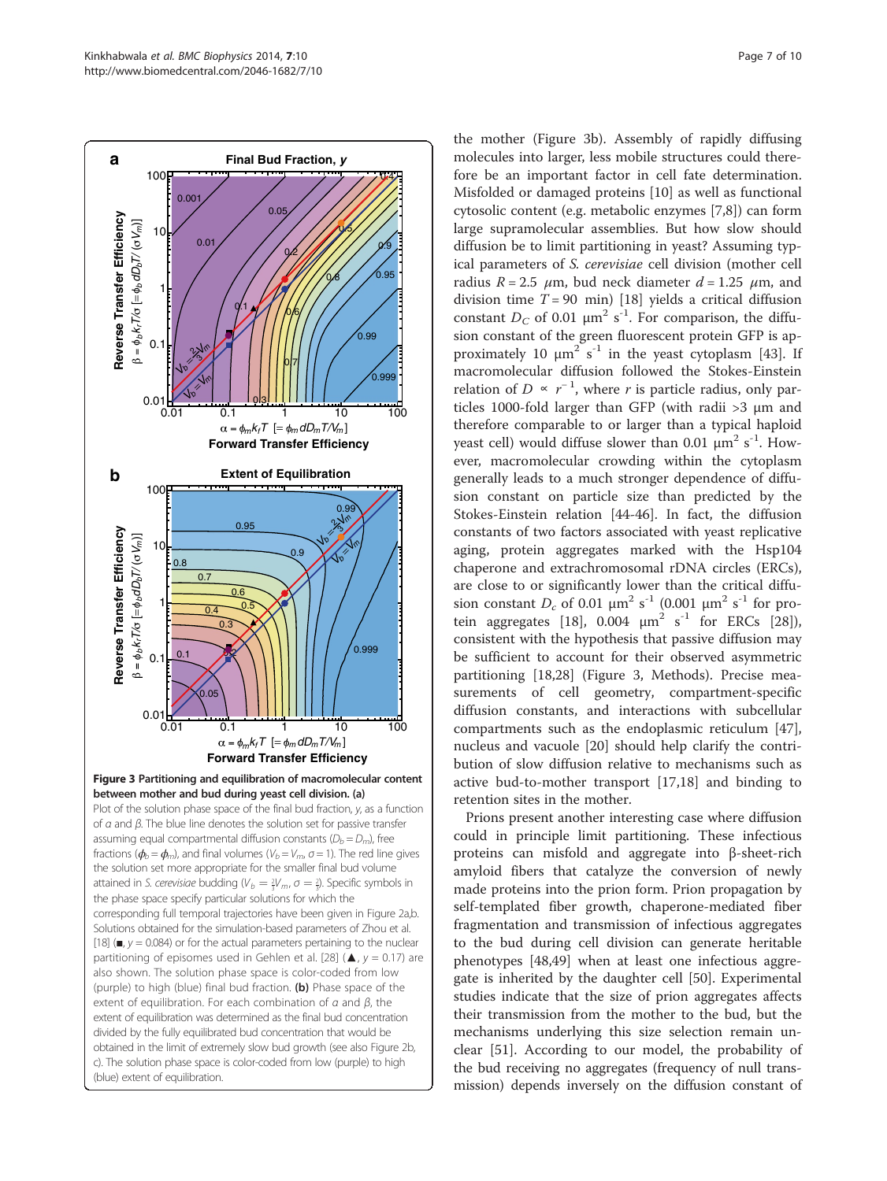**Figure 3 Partitioning and equilibration of macromolecular content between mother and bud during yeast cell division. (a)** Plot of the solution phase space of the final bud fraction, $y$, as a function of $\alpha$ and $\beta$. The blue line denotes the solution set for passive transfer assuming equal compartmental diffusion constants ($D_b = D_m$), free fractions ($\phi_b = \phi_m$), and final volumes ($V_b = V_m$, $\sigma = 1$). The red line gives the solution set more appropriate for the smaller final bud volume attained in *S. cerevisiae* budding ($V_b = \frac{2}{3}V_m$, $\sigma = \frac{2}{3}$). Specific symbols in the phase space specify particular solutions for which the corresponding full temporal trajectories have been given in Figure 2a,b. Solutions obtained for the simulation-based parameters of Zhou et al. [18] (■, $y = 0.084$) or for the actual parameters pertaining to the nuclear partitioning of episomes used in Gehlen et al. [28] (▲, $y = 0.17$) are also shown. The solution phase space is color-coded from low (purple) to high (blue) final bud fraction. **(b)** Phase space of the extent of equilibration. For each combination of $\alpha$ and $\beta$, the extent of equilibration was determined as the final bud concentration divided by the fully equilibrated bud concentration that would be obtained in the limit of extremely slow bud growth (see also Figure 2b, c). The solution phase space is color-coded from low (purple) to high (blue) extent of equilibration.

the mother (Figure 3b). Assembly of rapidly diffusing molecules into larger, less mobile structures could therefore be an important factor in cell fate determination. Misfolded or damaged proteins [10] as well as functional cytosolic content (e.g. metabolic enzymes [7,8]) can form large supramolecular assemblies. But how slow should diffusion be to limit partitioning in yeast? Assuming typical parameters of *S. cerevisiae* cell division (mother cell radius $R = 2.5$ μm, bud neck diameter $d = 1.25$ μm, and division time $T = 90$ min) [18] yields a critical diffusion constant $D_C$ of 0.01 μm$^2$ s$^{-1}$. For comparison, the diffusion constant of the green fluorescent protein GFP is approximately 10 μm$^2$ s$^{-1}$ in the yeast cytoplasm [43]. If macromolecular diffusion followed the Stokes-Einstein relation of $D \propto r^{-1}$, where $r$ is particle radius, only particles 1000-fold larger than GFP (with radii >3 μm and therefore comparable to or larger than a typical haploid yeast cell) would diffuse slower than 0.01 μm$^2$ s$^{-1}$. However, macromolecular crowding within the cytoplasm generally leads to a much stronger dependence of diffusion constant on particle size than predicted by the Stokes-Einstein relation [44-46]. In fact, the diffusion constants of two factors associated with yeast replicative aging, protein aggregates marked with the Hsp104 chaperone and extrachromosomal rDNA circles (ERCs), are close to or significantly lower than the critical diffusion constant $D_c$ of 0.01 μm$^2$ s$^{-1}$ (0.001 μm$^2$ s$^{-1}$ for protein aggregates [18], 0.004 μm$^2$ s$^{-1}$ for ERCs [28]), consistent with the hypothesis that passive diffusion may be sufficient to account for their observed asymmetric partitioning [18,28] (Figure 3, Methods). Precise measurements of cell geometry, compartment-specific diffusion constants, and interactions with subcellular compartments such as the endoplasmic reticulum [47], nucleus and vacuole [20] should help clarify the contribution of slow diffusion relative to mechanisms such as active bud-to-mother transport [17,18] and binding to retention sites in the mother.

Prions present another interesting case where diffusion could in principle limit partitioning. These infectious proteins can misfold and aggregate into β-sheet-rich amyloid fibers that catalyze the conversion of newly made proteins into the prion form. Prion propagation by self-templated fiber growth, chaperone-mediated fiber fragmentation and transmission of infectious aggregates to the bud during cell division can generate heritable phenotypes [48,49] when at least one infectious aggregate is inherited by the daughter cell [50]. Experimental studies indicate that the size of prion aggregates affects their transmission from the mother to the bud, but the mechanisms underlying this size selection remain unclear [51]. According to our model, the probability of the bud receiving no aggregates (frequency of null transmission) depends inversely on the diffusion constant of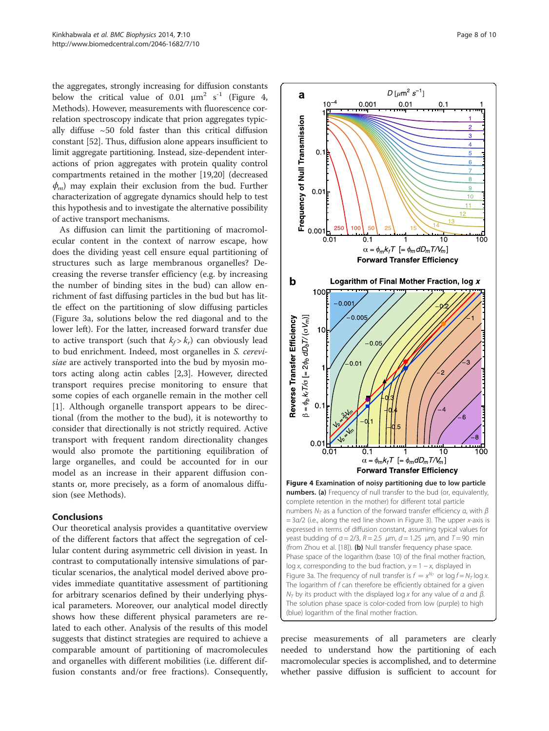the aggregates, strongly increasing for diffusion constants below the critical value of 0.01 μm$^2$ s$^{-1}$ (Figure 4, Methods). However, measurements with fluorescence correlation spectroscopy indicate that prion aggregates typically diffuse ~50 fold faster than this critical diffusion constant [52]. Thus, diffusion alone appears insufficient to limit aggregate partitioning. Instead, size-dependent interactions of prion aggregates with protein quality control compartments retained in the mother [19,20] (decreased $\phi_m$) may explain their exclusion from the bud. Further characterization of aggregate dynamics should help to test this hypothesis and to investigate the alternative possibility of active transport mechanisms.

As diffusion can limit the partitioning of macromolecular content in the context of narrow escape, how does the dividing yeast cell ensure equal partitioning of structures such as large membranous organelles? Decreasing the reverse transfer efficiency (e.g. by increasing the number of binding sites in the bud) can allow enrichment of fast diffusing particles in the bud but has little effect on the partitioning of slow diffusing particles (Figure 3a, solutions below the red diagonal and to the lower left). For the latter, increased forward transfer due to active transport (such that $k_f > k_r$) can obviously lead to bud enrichment. Indeed, most organelles in *S. cerevisiae* are actively transported into the bud by myosin motors acting along actin cables [2,3]. However, directed transport requires precise monitoring to ensure that some copies of each organelle remain in the mother cell [1]. Although organelle transport appears to be directional (from the mother to the bud), it is noteworthy to consider that directionally is not strictly required. Active transport with frequent random directionality changes would also promote the partitioning equilibration of large organelles, and could be accounted for in our model as an increase in their apparent diffusion constants or, more precisely, as a form of anomalous diffusion (see Methods).

## Conclusions

Our theoretical analysis provides a quantitative overview of the different factors that affect the segregation of cellular content during asymmetric cell division in yeast. In contrast to computationally intensive simulations of particular scenarios, the analytical model derived above provides immediate quantitative assessment of partitioning for arbitrary scenarios defined by their underlying physical parameters. Moreover, our analytical model directly shows how these different physical parameters are related to each other. Analysis of the results of this model suggests that distinct strategies are required to achieve a comparable amount of partitioning of macromolecules and organelles with different mobilities (i.e. different diffusion constants and/or free fractions). Consequently, precise measurements of all parameters are clearly needed to understand how the partitioning of each macromolecular species is accomplished, and to determine whether passive diffusion is sufficient to account for

a

$D$ [μm$^2$ s$^{-1}$]

Frequency of Null Transmission

$\alpha = \phi_m k_f T$ [$= \phi_m d D_m T / V_m$]

Forward Transfer Efficiency

b

Logarithm of Final Mother Fraction, log $x$

Reverse Transfer Efficiency

$\beta = \phi_b k_r T/\sigma$ [$= 2\phi_b d D_b T/(\sigma V_m)$]

$V_b = \frac{2}{3} V_m$

$V_b = V_m$

$\alpha = \phi_m k_f T$ [$= \phi_m d D_m T / V_m$]

Forward Transfer Efficiency

**Figure 4 Examination of noisy partitioning due to low particle numbers.** **(a)** Frequency of null transfer to the bud (or, equivalently, complete retention in the mother) for different total particle numbers $N_T$ as a function of the forward transfer efficiency $\alpha$, with $\beta = 3\alpha/2$ (i.e., along the red line shown in Figure 3). The upper x-axis is expressed in terms of diffusion constant, assuming typical values for yeast budding of $\sigma = 2/3$, $R = 2.5$ μm, $d = 1.25$ μm, and $T = 90$ min (from Zhou et al. [18]). **(b)** Null transfer frequency phase space. Phase space of the logarithm (base 10) of the final mother fraction, log $x$, corresponding to the bud fraction, $y = 1 - x$, displayed in Figure 3a. The frequency of null transfer is $f = x^{N_T}$ or $\log f = N_T \log x$. The logarithm of $f$ can therefore be efficiently obtained for a given $N_T$ by its product with the displayed log $x$ for any value of $\alpha$ and $\beta$. The solution phase space is color-coded from low (purple) to high (blue) logarithm of the final mother fraction.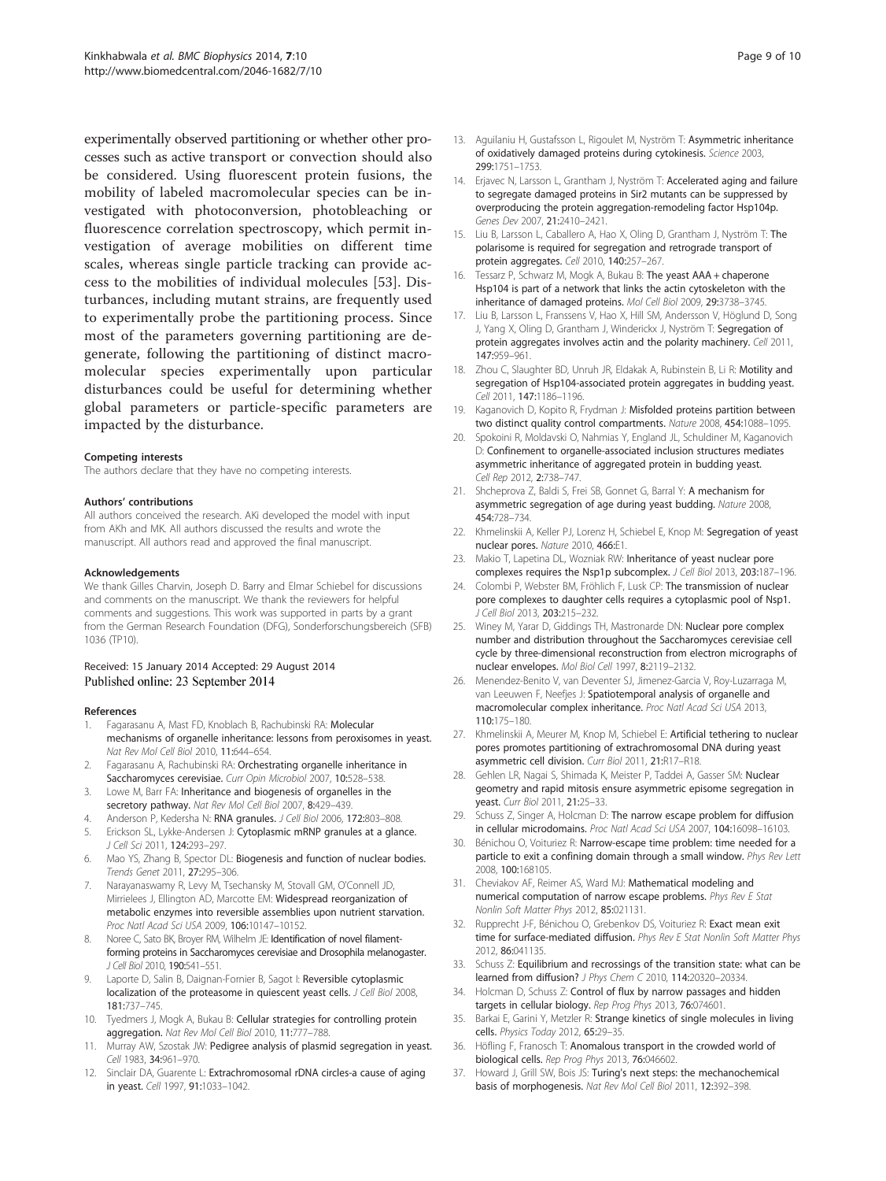experimentally observed partitioning or whether other processes such as active transport or convection should also be considered. Using fluorescent protein fusions, the mobility of labeled macromolecular species can be investigated with photoconversion, photobleaching or fluorescence correlation spectroscopy, which permit investigation of average mobilities on different time scales, whereas single particle tracking can provide access to the mobilities of individual molecules [53]. Disturbances, including mutant strains, are frequently used to experimentally probe the partitioning process. Since most of the parameters governing partitioning are degenerate, following the partitioning of distinct macromolecular species experimentally upon particular disturbances could be useful for determining whether global parameters or particle-specific parameters are impacted by the disturbance.

#### Competing interests

The authors declare that they have no competing interests.

#### Authors' contributions

All authors conceived the research. AKi developed the model with input from AKh and MK. All authors discussed the results and wrote the manuscript. All authors read and approved the final manuscript.

#### Acknowledgements

We thank Gilles Charvin, Joseph D. Barry and Elmar Schiebel for discussions and comments on the manuscript. We thank the reviewers for helpful comments and suggestions. This work was supported in parts by a grant from the German Research Foundation (DFG), Sonderforschungsbereich (SFB) 1036 (TP10).

Received: 15 January 2014 Accepted: 29 August 2014
Published online: 23 September 2014

#### References

1. Fagarasanu A, Mast FD, Knoblach B, Rachubinski RA: **Molecular mechanisms of organelle inheritance: lessons from peroxisomes in yeast.** *Nat Rev Mol Cell Biol* 2010, **11:**644–654.
2. Fagarasanu A, Rachubinski RA: **Orchestrating organelle inheritance in Saccharomyces cerevisiae.** *Curr Opin Microbiol* 2007, **10:**528–538.
3. Lowe M, Barr FA: **Inheritance and biogenesis of organelles in the secretory pathway.** *Nat Rev Mol Cell Biol* 2007, **8:**429–439.
4. Anderson P, Kedersha N: **RNA granules.** *J Cell Biol* 2006, **172:**803–808.
5. Erickson SL, Lykke-Andersen J: **Cytoplasmic mRNP granules at a glance.** *J Cell Sci* 2011, **124:**293–297.
6. Mao YS, Zhang B, Spector DL: **Biogenesis and function of nuclear bodies.** *Trends Genet* 2011, **27:**295–306.
7. Narayanaswamy R, Levy M, Tsechansky M, Stovall GM, O'Connell JD, Mirrielees J, Ellington AD, Marcotte EM: **Widespread reorganization of metabolic enzymes into reversible assemblies upon nutrient starvation.** *Proc Natl Acad Sci USA* 2009, **106:**10147–10152.
8. Noree C, Sato BK, Broyer RM, Wilhelm JE: **Identification of novel filament-forming proteins in Saccharomyces cerevisiae and Drosophila melanogaster.** *J Cell Biol* 2010, **190:**541–551.
9. Laporte D, Salin B, Daignan-Fornier B, Sagot I: **Reversible cytoplasmic localization of the proteasome in quiescent yeast cells.** *J Cell Biol* 2008, **181:**737–745.
10. Tyedmers J, Mogk A, Bukau B: **Cellular strategies for controlling protein aggregation.** *Nat Rev Mol Cell Biol* 2010, **11:**777–788.
11. Murray AW, Szostak JW: **Pedigree analysis of plasmid segregation in yeast.** *Cell* 1983, **34:**961–970.
12. Sinclair DA, Guarente L: **Extrachromosomal rDNA circles-a cause of aging in yeast.** *Cell* 1997, **91:**1033–1042.
13. Aguilaniu H, Gustafsson L, Rigoulet M, Nyström T: **Asymmetric inheritance of oxidatively damaged proteins during cytokinesis.** *Science* 2003, **299:**1751–1753.
14. Erjavec N, Larsson L, Grantham J, Nyström T: **Accelerated aging and failure to segregate damaged proteins in Sir2 mutants can be suppressed by overproducing the protein aggregation-remodeling factor Hsp104p.** *Genes Dev* 2007, **21:**2410–2421.
15. Liu B, Larsson L, Caballero A, Hao X, Oling D, Grantham J, Nyström T: **The polarisome is required for segregation and retrograde transport of protein aggregates.** *Cell* 2010, **140:**257–267.
16. Tessarz P, Schwarz M, Mogk A, Bukau B: **The yeast AAA + chaperone Hsp104 is part of a network that links the actin cytoskeleton with the inheritance of damaged proteins.** *Mol Cell Biol* 2009, **29:**3738–3745.
17. Liu B, Larsson L, Franssens V, Hao X, Hill SM, Andersson V, Höglund D, Song J, Yang X, Oling D, Grantham J, Winderickx J, Nyström T: **Segregation of protein aggregates involves actin and the polarity machinery.** *Cell* 2011, **147:**959–961.
18. Zhou C, Slaughter BD, Unruh JR, Eldakak A, Rubinstein B, Li R: **Motility and segregation of Hsp104-associated protein aggregates in budding yeast.** *Cell* 2011, **147:**1186–1196.
19. Kaganovich D, Kopito R, Frydman J: **Misfolded proteins partition between two distinct quality control compartments.** *Nature* 2008, **454:**1088–1095.
20. Spokoini R, Moldavski O, Nahmias Y, England JL, Schuldiner M, Kaganovich D: **Confinement to organelle-associated inclusion structures mediates asymmetric inheritance of aggregated protein in budding yeast.** *Cell Rep* 2012, **2:**738–747.
21. Shcheprova Z, Baldi S, Frei SB, Gonnet G, Barral Y: **A mechanism for asymmetric segregation of age during yeast budding.** *Nature* 2008, **454:**728–734.
22. Khmelinskii A, Keller PJ, Lorenz H, Schiebel E, Knop M: **Segregation of yeast nuclear pores.** *Nature* 2010, **466:**E1.
23. Makio T, Lapetina DL, Wozniak RW: **Inheritance of yeast nuclear pore complexes requires the Nsp1p subcomplex.** *J Cell Biol* 2013, **203:**187–196.
24. Colombi P, Webster BM, Fröhlich F, Lusk CP: **The transmission of nuclear pore complexes to daughter cells requires a cytoplasmic pool of Nsp1.** *J Cell Biol* 2013, **203:**215–232.
25. Winey M, Yarar D, Giddings TH, Mastronarde DN: **Nuclear pore complex number and distribution throughout the Saccharomyces cerevisiae cell cycle by three-dimensional reconstruction from electron micrographs of nuclear envelopes.** *Mol Biol Cell* 1997, **8:**2119–2132.
26. Menendez-Benito V, van Deventer SJ, Jimenez-Garcia V, Roy-Luzarraga M, van Leeuwen F, Neefjes J: **Spatiotemporal analysis of organelle and macromolecular complex inheritance.** *Proc Natl Acad Sci USA* 2013, **110:**175–180.
27. Khmelinskii A, Meurer M, Knop M, Schiebel E: **Artificial tethering to nuclear pores promotes partitioning of extrachromosomal DNA during yeast asymmetric cell division.** *Curr Biol* 2011, **21:**R17–R18.
28. Gehlen LR, Nagai S, Shimada K, Meister P, Taddei A, Gasser SM: **Nuclear geometry and rapid mitosis ensure asymmetric episome segregation in yeast.** *Curr Biol* 2011, **21:**25–33.
29. Schuss Z, Singer A, Holcman D: **The narrow escape problem for diffusion in cellular microdomains.** *Proc Natl Acad Sci USA* 2007, **104:**16098–16103.
30. Bénichou O, Voituriez R: **Narrow-escape time problem: time needed for a particle to exit a confining domain through a small window.** *Phys Rev Lett* 2008, **100:**168105.
31. Cheviakov AF, Reimer AS, Ward MJ: **Mathematical modeling and numerical computation of narrow escape problems.** *Phys Rev E Stat Nonlin Soft Matter Phys* 2012, **85:**021131.
32. Rupprecht J-F, Bénichou O, Grebenkov DS, Voituriez R: **Exact mean exit time for surface-mediated diffusion.** *Phys Rev E Stat Nonlin Soft Matter Phys* 2012, **86:**041135.
33. Schuss Z: **Equilibrium and recrossings of the transition state: what can be learned from diffusion?** *J Phys Chem C* 2010, **114:**20320–20334.
34. Holcman D, Schuss Z: **Control of flux by narrow passages and hidden targets in cellular biology.** *Rep Prog Phys* 2013, **76:**074601.
35. Barkai E, Garini Y, Metzler R: **Strange kinetics of single molecules in living cells.** *Physics Today* 2012, **65:**29–35.
36. Höfling F, Franosch T: **Anomalous transport in the crowded world of biological cells.** *Rep Prog Phys* 2013, **76:**046602.
37. Howard J, Grill SW, Bois JS: **Turing's next steps: the mechanochemical basis of morphogenesis.** *Nat Rev Mol Cell Biol* 2011, **12:**392–398.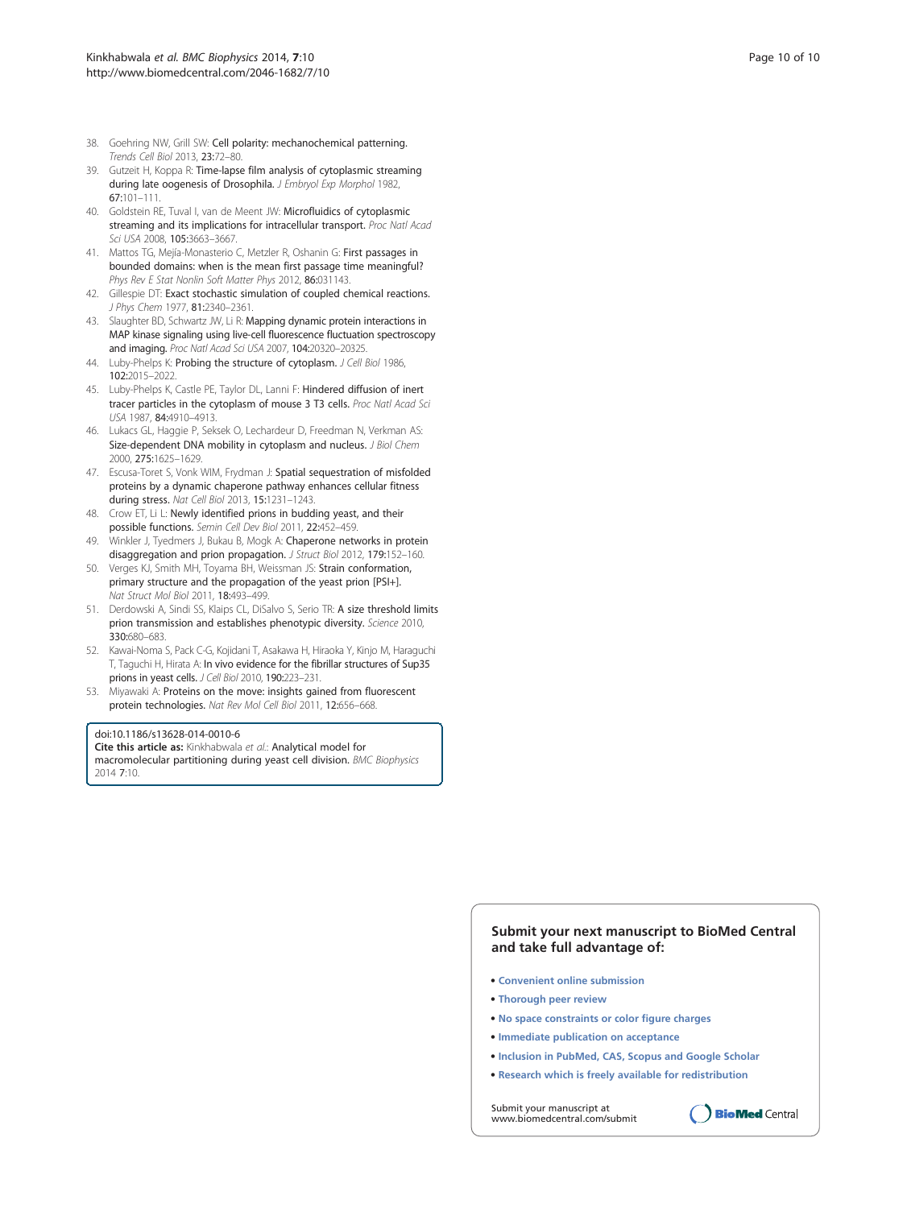38. Goehring NW, Grill SW: Cell polarity: mechanochemical patterning. *Trends Cell Biol* 2013, **23**:72–80.
39. Gutzeit H, Koppa R: Time-lapse film analysis of cytoplasmic streaming during late oogenesis of Drosophila. *J Embryol Exp Morphol* 1982, **67**:101–111.
40. Goldstein RE, Tuval I, van de Meent JW: Microfluidics of cytoplasmic streaming and its implications for intracellular transport. *Proc Natl Acad Sci USA* 2008, **105**:3663–3667.
41. Mattos TG, Mejía-Monasterio C, Metzler R, Oshanin G: First passages in bounded domains: when is the mean first passage time meaningful? *Phys Rev E Stat Nonlin Soft Matter Phys* 2012, **86**:031143.
42. Gillespie DT: Exact stochastic simulation of coupled chemical reactions. *J Phys Chem* 1977, **81**:2340–2361.
43. Slaughter BD, Schwartz JW, Li R: Mapping dynamic protein interactions in MAP kinase signaling using live-cell fluorescence fluctuation spectroscopy and imaging. *Proc Natl Acad Sci USA* 2007, **104**:20320–20325.
44. Luby-Phelps K: Probing the structure of cytoplasm. *J Cell Biol* 1986, **102**:2015–2022.
45. Luby-Phelps K, Castle PE, Taylor DL, Lanni F: Hindered diffusion of inert tracer particles in the cytoplasm of mouse 3 T3 cells. *Proc Natl Acad Sci USA* 1987, **84**:4910–4913.
46. Lukacs GL, Haggie P, Seksek O, Lechardeur D, Freedman N, Verkman AS: Size-dependent DNA mobility in cytoplasm and nucleus. *J Biol Chem* 2000, **275**:1625–1629.
47. Escusa-Toret S, Vonk WIM, Frydman J: Spatial sequestration of misfolded proteins by a dynamic chaperone pathway enhances cellular fitness during stress. *Nat Cell Biol* 2013, **15**:1231–1243.
48. Crow ET, Li L: Newly identified prions in budding yeast, and their possible functions. *Semin Cell Dev Biol* 2011, **22**:452–459.
49. Winkler J, Tyedmers J, Bukau B, Mogk A: Chaperone networks in protein disaggregation and prion propagation. *J Struct Biol* 2012, **179**:152–160.
50. Verges KJ, Smith MH, Toyama BH, Weissman JS: Strain conformation, primary structure and the propagation of the yeast prion [PSI+]. *Nat Struct Mol Biol* 2011, **18**:493–499.
51. Derdowski A, Sindi SS, Klaips CL, DiSalvo S, Serio TR: A size threshold limits prion transmission and establishes phenotypic diversity. *Science* 2010, **330**:680–683.
52. Kawai-Noma S, Pack C-G, Kojidani T, Asakawa H, Hiraoka Y, Kinjo M, Haraguchi T, Taguchi H, Hirata A: In vivo evidence for the fibrillar structures of Sup35 prions in yeast cells. *J Cell Biol* 2010, **190**:223–231.
53. Miyawaki A: Proteins on the move: insights gained from fluorescent protein technologies. *Nat Rev Mol Cell Biol* 2011, **12**:656–668.

doi:10.1186/s13628-014-0010-6
**Cite this article as:** Kinkhabwala *et al.*: Analytical model for macromolecular partitioning during yeast cell division. *BMC Biophysics* 2014 **7**:10.

**Submit your next manuscript to BioMed Central and take full advantage of:**

- **Convenient online submission**
- **Thorough peer review**
- **No space constraints or color figure charges**
- **Immediate publication on acceptance**
- **Inclusion in PubMed, CAS, Scopus and Google Scholar**
- **Research which is freely available for redistribution**

Submit your manuscript at
www.biomedcentral.com/submit

BioMed Central